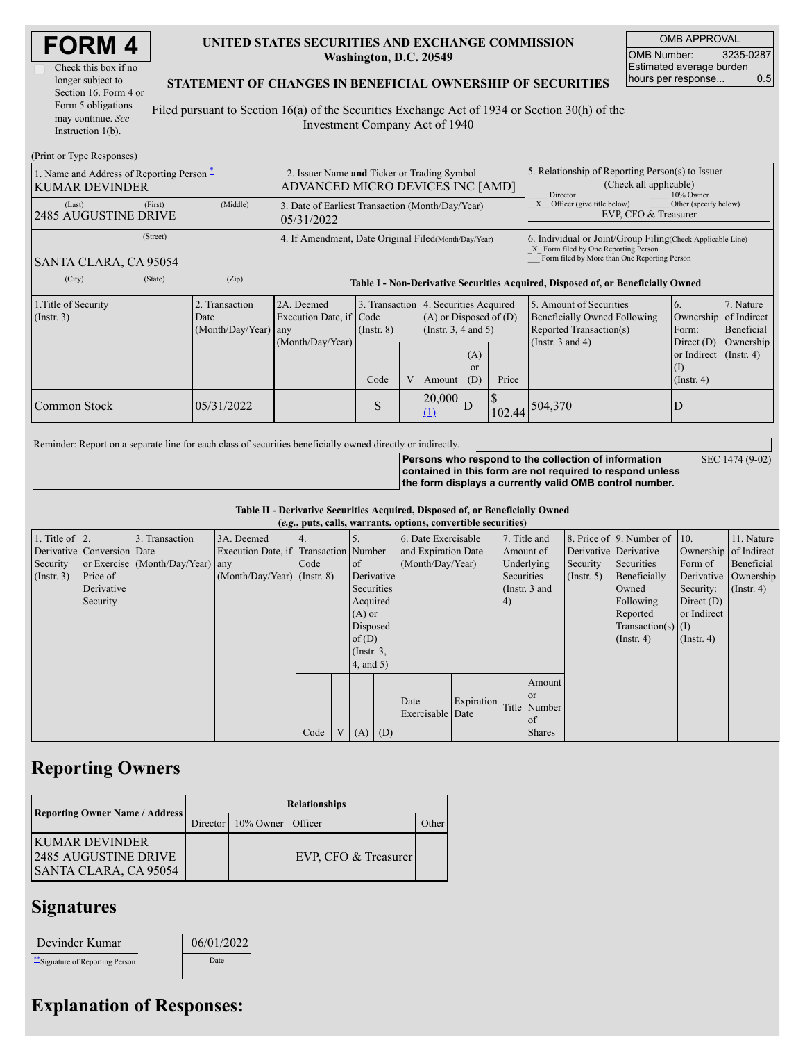# FORM 4

☐ Check this box if no longer subject to Section 16. Form 4 or Form 5 obligations may continue. *See* Instruction 1(b).

**UNITED STATES SECURITIES AND EXCHANGE COMMISSION**
**Washington, D.C. 20549**

**STATEMENT OF CHANGES IN BENEFICIAL OWNERSHIP OF SECURITIES**

Filed pursuant to Section 16(a) of the Securities Exchange Act of 1934 or Section 30(h) of the Investment Company Act of 1940

| OMB APPROVAL | |
|---|---|
| OMB Number: | 3235-0287 |
| Estimated average burden hours per response... | 0.5 |

(Print or Type Responses)

| 1. Name and Address of Reporting Person * | 2. Issuer Name **and** Ticker or Trading Symbol | 5. Relationship of Reporting Person(s) to Issuer (Check all applicable) |
|---|---|---|
| KUMAR DEVINDER | ADVANCED MICRO DEVICES INC [AMD] | ___ Director ___ 10% Owner |
| (Last) (First) (Middle) | 3. Date of Earliest Transaction (Month/Day/Year) | _X_ Officer (give title below) ___ Other (specify below) |
| 2485 AUGUSTINE DRIVE | 05/31/2022 | EVP, CFO & Treasurer |
| (Street) | 4. If Amendment, Date Original Filed (Month/Day/Year) | 6. Individual or Joint/Group Filing (Check Applicable Line) |
| SANTA CLARA, CA 95054 | | _X_ Form filed by One Reporting Person<br>___ Form filed by More than One Reporting Person |
| (City) (State) (Zip) | | |

**Table I - Non-Derivative Securities Acquired, Disposed of, or Beneficially Owned**

| 1.Title of Security (Instr. 3) | 2. Transaction Date (Month/Day/Year) | 2A. Deemed Execution Date, if any (Month/Day/Year) | 3. Transaction Code (Instr. 8) | | 4. Securities Acquired (A) or Disposed of (D) (Instr. 3, 4 and 5) | | | 5. Amount of Securities Beneficially Owned Following Reported Transaction(s) (Instr. 3 and 4) | 6. Ownership Form: Direct (D) or Indirect (I) (Instr. 4) | 7. Nature of Indirect Beneficial Ownership (Instr. 4) |
|---|---|---|---|---|---|---|---|---|---|---|
| | | | Code | V | Amount | (A) or (D) | Price | | | |
| Common Stock | 05/31/2022 | | S | | 20,000 (1) | D | $ 102.44 | 504,370 | D | |

Reminder: Report on a separate line for each class of securities beneficially owned directly or indirectly.

**Persons who respond to the collection of information contained in this form are not required to respond unless the form displays a currently valid OMB control number.** SEC 1474 (9-02)

**Table II - Derivative Securities Acquired, Disposed of, or Beneficially Owned**
**(*e.g.*, puts, calls, warrants, options, convertible securities)**

| 1. Title of Derivative Security (Instr. 3) | 2. Conversion or Exercise Price of Derivative Security | 3. Transaction Date (Month/Day/Year) | 3A. Deemed Execution Date, if any (Month/Day/Year) | 4. Transaction Code (Instr. 8) | | 5. Number of Derivative Securities Acquired (A) or Disposed of (D) (Instr. 3, 4, and 5) | | 6. Date Exercisable and Expiration Date (Month/Day/Year) | | 7. Title and Amount of Underlying Securities (Instr. 3 and 4) | | 8. Price of Derivative Security (Instr. 5) | 9. Number of Derivative Securities Beneficially Owned Following Reported Transaction(s) (Instr. 4) | 10. Ownership Form of Derivative Security: Direct (D) or Indirect (I) (Instr. 4) | 11. Nature of Indirect Beneficial Ownership (Instr. 4) |
|---|---|---|---|---|---|---|---|---|---|---|---|---|---|---|---|
| | | | | Code | V | (A) | (D) | Date Exercisable | Expiration Date | Title | Amount or Number of Shares | | | | |

## Reporting Owners

| Reporting Owner Name / Address | Relationships | | | |
|---|---|---|---|---|
| | Director | 10% Owner | Officer | Other |
| KUMAR DEVINDER<br>2485 AUGUSTINE DRIVE<br>SANTA CLARA, CA 95054 | | | EVP, CFO & Treasurer | |

## Signatures

| Devinder Kumar | 06/01/2022 |
|---|---|
| ** Signature of Reporting Person | Date |

## Explanation of Responses: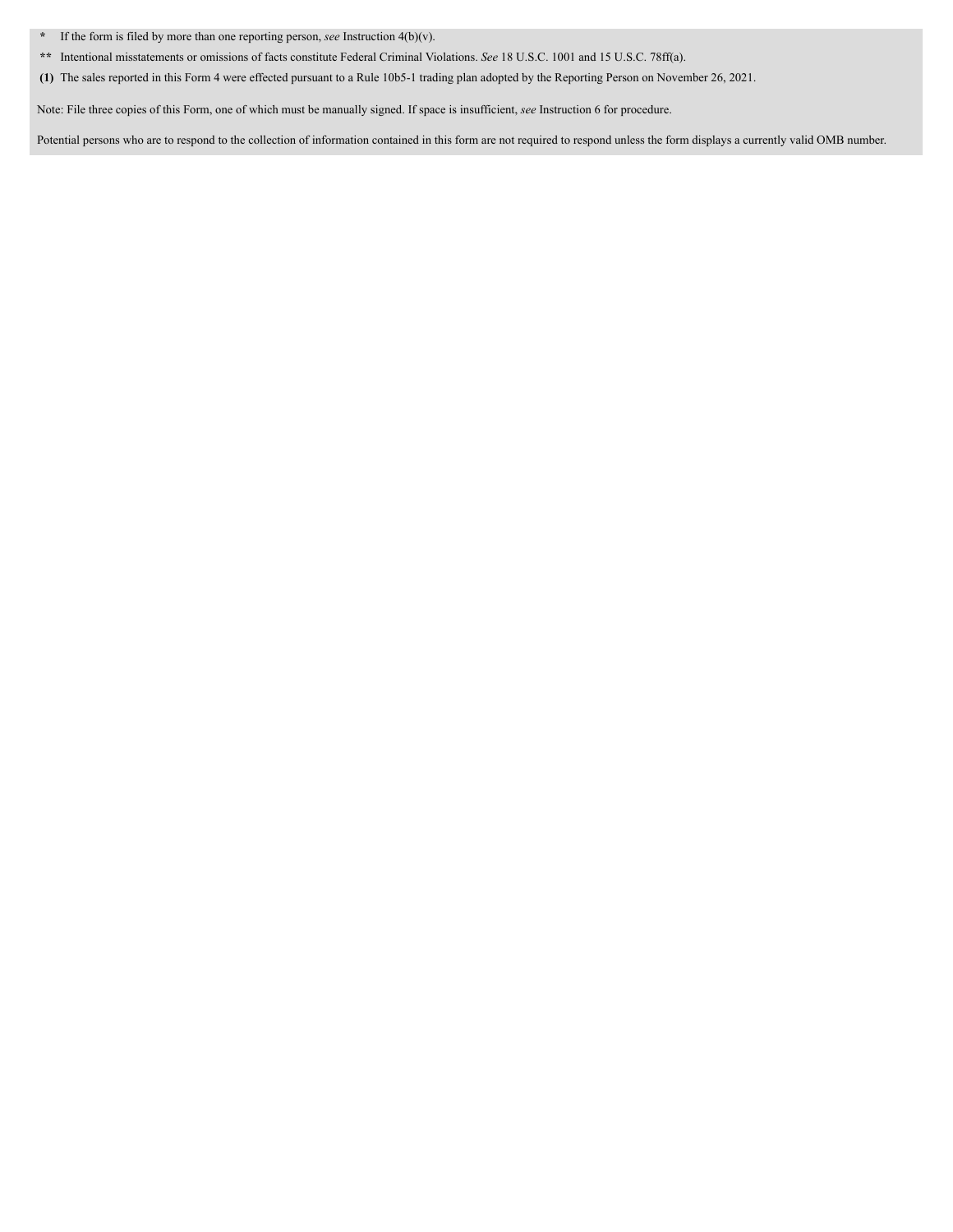\* If the form is filed by more than one reporting person, *see* Instruction 4(b)(v).

\*\* Intentional misstatements or omissions of facts constitute Federal Criminal Violations. *See* 18 U.S.C. 1001 and 15 U.S.C. 78ff(a).

**(1)** The sales reported in this Form 4 were effected pursuant to a Rule 10b5-1 trading plan adopted by the Reporting Person on November 26, 2021.

Note: File three copies of this Form, one of which must be manually signed. If space is insufficient, *see* Instruction 6 for procedure.

Potential persons who are to respond to the collection of information contained in this form are not required to respond unless the form displays a currently valid OMB number.